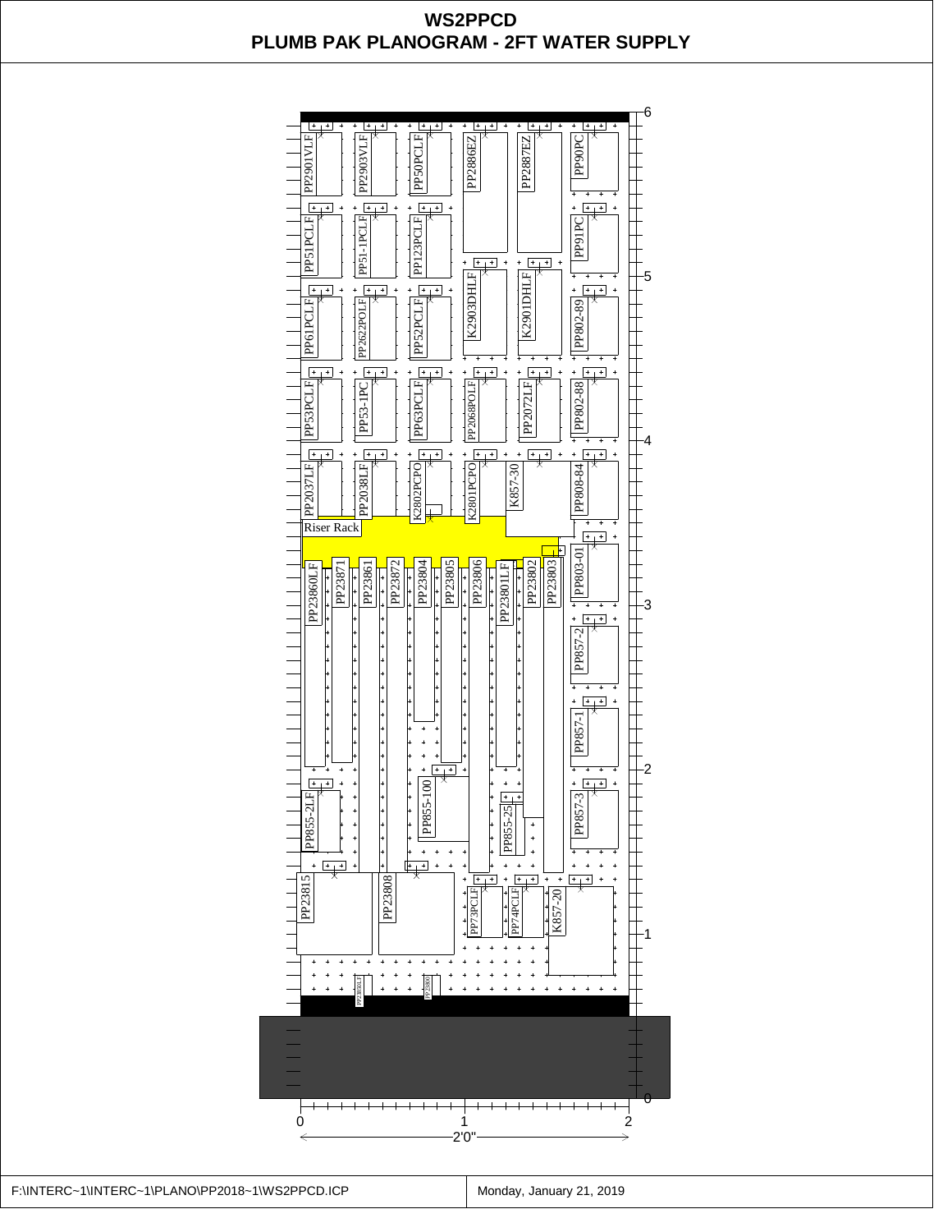# WS2PPCD

## PLUMB PAK PLANOGRAM - 2FT WATER SUPPLY

PP2901VLF
PP2903VLF
PP50PCLF
PP2886EZ
PP2887EZ
PP90PC

PP51PCLF
PP51-1PCLF
PP123PCLF
PP91PC

PP61PCLF
PP2622POLF
PP52PCLF
K2903DHLF
K2901DHLF
PP802-89

PP53PCLF
PP53-1PC
PP63PCLF
PP2068POLF
PP2072LF
PP802-88

PP2037LF
PP2038LF
K2802PCPO
K2801PCPO
K857-30
PP808-84

Riser Rack

PP23860LF
PP23871
PP23861
PP23872
PP23804
PP23805
PP23806
PP23801LF
PP23802
PP23803
PP803-01

PP857-2

PP857-1

PP855-2LF
PP855-100
PP855-25
PP857-3

PP23815
PP23808
PP73PCLF
PP74PCLF
K857-20

PP23830LF
PP23800

0 1 2

2'0"

6 5 4 3 2 1 0

F:\INTERC~1\INTERC~1\PLANO\PP2018~1\WS2PPCD.ICP

Monday, January 21, 2019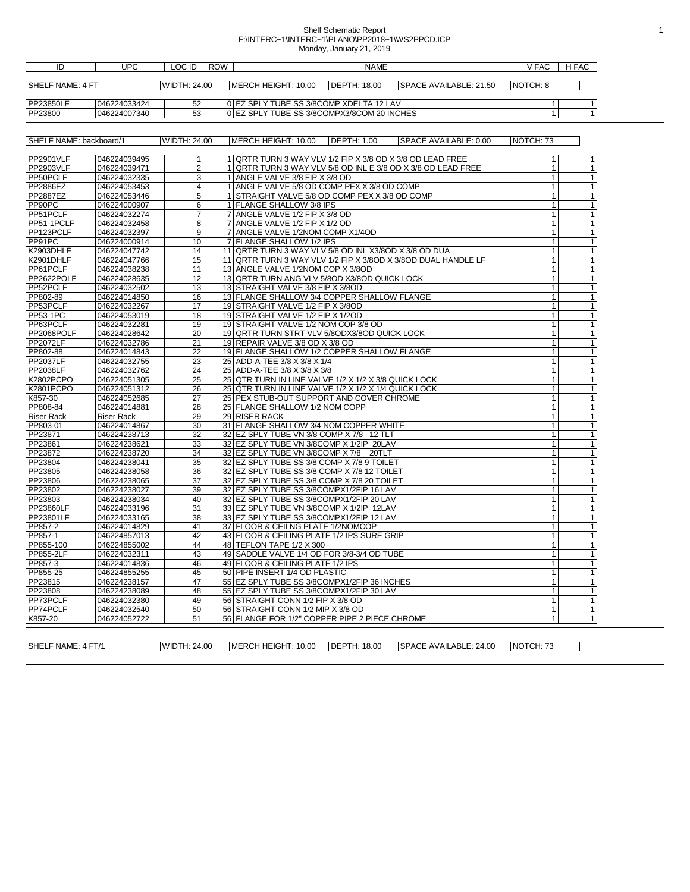Shelf Schematic Report
F:\INTERC~1\INTERC~1\PLANO\PP2018~1\WS2PPCD.ICP
Monday, January 21, 2019

| ID | UPC | LOC ID | ROW | NAME | V FAC | H FAC |
|---|---|---|---|---|---|---|
| SHELF NAME: 4 FT | | WIDTH: 24.00 | | MERCH HEIGHT: 10.00 DEPTH: 18.00 SPACE AVAILABLE: 21.50 | NOTCH: 8 | |
| PP23850LF | 046224033424 | 52 | 0 | EZ SPLY TUBE SS 3/8COMP XDELTA 12 LAV | 1 | 1 |
| PP23800 | 046224007340 | 53 | 0 | EZ SPLY TUBE SS 3/8COMPX3/8COM 20 INCHES | 1 | 1 |
| SHELF NAME: backboard/1 | | WIDTH: 24.00 | | MERCH HEIGHT: 10.00 DEPTH: 1.00 SPACE AVAILABLE: 0.00 | NOTCH: 73 | |
| PP2901VLF | 046224039495 | 1 | 1 | QRTR TURN 3 WAY VLV 1/2 FIP X 3/8 OD X 3/8 OD LEAD FREE | 1 | 1 |
| PP2903VLF | 046224039471 | 2 | 1 | QRTR TURN 3 WAY VLV 5/8 OD INL E 3/8 OD X 3/8 OD LEAD FREE | 1 | 1 |
| PP50PCLF | 046224032335 | 3 | 1 | ANGLE VALVE 3/8 FIP X 3/8 OD | 1 | 1 |
| PP2886EZ | 046224053453 | 4 | 1 | ANGLE VALVE 5/8 OD COMP PEX X 3/8 OD COMP | 1 | 1 |
| PP2887EZ | 046224053446 | 5 | 1 | STRAIGHT VALVE 5/8 OD COMP PEX X 3/8 OD COMP | 1 | 1 |
| PP90PC | 046224000907 | 6 | 1 | FLANGE SHALLOW 3/8 IPS | 1 | 1 |
| PP51PCLF | 046224032274 | 7 | 7 | ANGLE VALVE 1/2 FIP X 3/8 OD | 1 | 1 |
| PP51-1PCLF | 046224032458 | 8 | 7 | ANGLE VALVE 1/2 FIP X 1/2 OD | 1 | 1 |
| PP123PCLF | 046224032397 | 9 | 7 | ANGLE VALVE 1/2NOM COMP X1/4OD | 1 | 1 |
| PP91PC | 046224000914 | 10 | 7 | FLANGE SHALLOW 1/2 IPS | 1 | 1 |
| K2903DHLF | 046224047742 | 14 | 11 | QRTR TURN 3 WAY VLV 5/8 OD INL X3/8OD X 3/8 OD DUA | 1 | 1 |
| K2901DHLF | 046224047766 | 15 | 11 | QRTR TURN 3 WAY VLV 1/2 FIP X 3/8OD X 3/8OD DUAL HANDLE LF | 1 | 1 |
| PP61PCLF | 046224038238 | 11 | 13 | ANGLE VALVE 1/2NOM COP X 3/8OD | 1 | 1 |
| PP2622POLF | 046224028635 | 12 | 13 | QRTR TURN ANG VLV 5/8OD X3/8OD QUICK LOCK | 1 | 1 |
| PP52PCLF | 046224032502 | 13 | 13 | STRAIGHT VALVE 3/8 FIP X 3/8OD | 1 | 1 |
| PP802-89 | 046224014850 | 16 | 13 | FLANGE SHALLOW 3/4 COPPER SHALLOW FLANGE | 1 | 1 |
| PP53PCLF | 046224032267 | 17 | 19 | STRAIGHT VALVE 1/2 FIP X 3/8OD | 1 | 1 |
| PP53-1PC | 046224053019 | 18 | 19 | STRAIGHT VALVE 1/2 FIP X 1/2OD | 1 | 1 |
| PP63PCLF | 046224032281 | 19 | 19 | STRAIGHT VALVE 1/2 NOM COP 3/8 OD | 1 | 1 |
| PP2068POLF | 046224028642 | 20 | 19 | QRTR TURN STRT VLV 5/8ODX3/8OD QUICK LOCK | 1 | 1 |
| PP2072LF | 046224032786 | 21 | 19 | REPAIR VALVE 3/8 OD X 3/8 OD | 1 | 1 |
| PP802-88 | 046224014843 | 22 | 19 | FLANGE SHALLOW 1/2 COPPER SHALLOW FLANGE | 1 | 1 |
| PP2037LF | 046224032755 | 23 | 25 | ADD-A-TEE 3/8 X 3/8 X 1/4 | 1 | 1 |
| PP2038LF | 046224032762 | 24 | 25 | ADD-A-TEE 3/8 X 3/8 X 3/8 | 1 | 1 |
| K2802PCPO | 046224051305 | 25 | 25 | QTR TURN IN LINE VALVE 1/2 X 1/2 X 3/8 QUICK LOCK | 1 | 1 |
| K2801PCPO | 046224051312 | 26 | 25 | QTR TURN IN LINE VALVE 1/2 X 1/2 X 1/4 QUICK LOCK | 1 | 1 |
| K857-30 | 046224052685 | 27 | 25 | PEX STUB-OUT SUPPORT AND COVER CHROME | 1 | 1 |
| PP808-84 | 046224014881 | 28 | 25 | FLANGE SHALLOW 1/2 NOM COPP | 1 | 1 |
| Riser Rack | Riser Rack | 29 | 29 | RISER RACK | 1 | 1 |
| PP803-01 | 046224014867 | 30 | 31 | FLANGE SHALLOW 3/4 NOM COPPER WHITE | 1 | 1 |
| PP23871 | 046224238713 | 32 | 32 | EZ SPLY TUBE VN 3/8 COMP X 7/8 12 TLT | 1 | 1 |
| PP23861 | 046224238621 | 33 | 32 | EZ SPLY TUBE VN 3/8COMP X 1/2IP 20LAV | 1 | 1 |
| PP23872 | 046224238720 | 34 | 32 | EZ SPLY TUBE VN 3/8COMP X 7/8 20TLT | 1 | 1 |
| PP23804 | 046224238041 | 35 | 32 | EZ SPLY TUBE SS 3/8 COMP X 7/8 9 TOILET | 1 | 1 |
| PP23805 | 046224238058 | 36 | 32 | EZ SPLY TUBE SS 3/8 COMP X 7/8 12 TOILET | 1 | 1 |
| PP23806 | 046224238065 | 37 | 32 | EZ SPLY TUBE SS 3/8 COMP X 7/8 20 TOILET | 1 | 1 |
| PP23802 | 046224238027 | 39 | 32 | EZ SPLY TUBE SS 3/8COMPX1/2FIP 16 LAV | 1 | 1 |
| PP23803 | 046224238034 | 40 | 32 | EZ SPLY TUBE SS 3/8COMPX1/2FIP 20 LAV | 1 | 1 |
| PP23860LF | 046224033196 | 31 | 33 | EZ SPLY TUBE VN 3/8COMP X 1/2IP 12LAV | 1 | 1 |
| PP23801LF | 046224033165 | 38 | 33 | EZ SPLY TUBE SS 3/8COMPX1/2FIP 12 LAV | 1 | 1 |
| PP857-2 | 046224014829 | 41 | 37 | FLOOR & CEILNG PLATE 1/2NOMCOP | 1 | 1 |
| PP857-1 | 046224857013 | 42 | 43 | FLOOR & CEILING PLATE 1/2 IPS SURE GRIP | 1 | 1 |
| PP855-100 | 046224855002 | 44 | 48 | TEFLON TAPE 1/2 X 300 | 1 | 1 |
| PP855-2LF | 046224032311 | 43 | 49 | SADDLE VALVE 1/4 OD FOR 3/8-3/4 OD TUBE | 1 | 1 |
| PP857-3 | 046224014836 | 46 | 49 | FLOOR & CEILING PLATE 1/2 IPS | 1 | 1 |
| PP855-25 | 046224855255 | 45 | 50 | PIPE INSERT 1/4 OD PLASTIC | 1 | 1 |
| PP23815 | 046224238157 | 47 | 55 | EZ SPLY TUBE SS 3/8COMPX1/2FIP 36 INCHES | 1 | 1 |
| PP23808 | 046224238089 | 48 | 55 | EZ SPLY TUBE SS 3/8COMPX1/2FIP 30 LAV | 1 | 1 |
| PP73PCLF | 046224032380 | 49 | 56 | STRAIGHT CONN 1/2 FIP X 3/8 OD | 1 | 1 |
| PP74PCLF | 046224032540 | 50 | 56 | STRAIGHT CONN 1/2 MIP X 3/8 OD | 1 | 1 |
| K857-20 | 046224052722 | 51 | 56 | FLANGE FOR 1/2" COPPER PIPE 2 PIECE CHROME | 1 | 1 |
| SHELF NAME: 4 FT/1 | | WIDTH: 24.00 | | MERCH HEIGHT: 10.00 DEPTH: 18.00 SPACE AVAILABLE: 24.00 | NOTCH: 73 | |